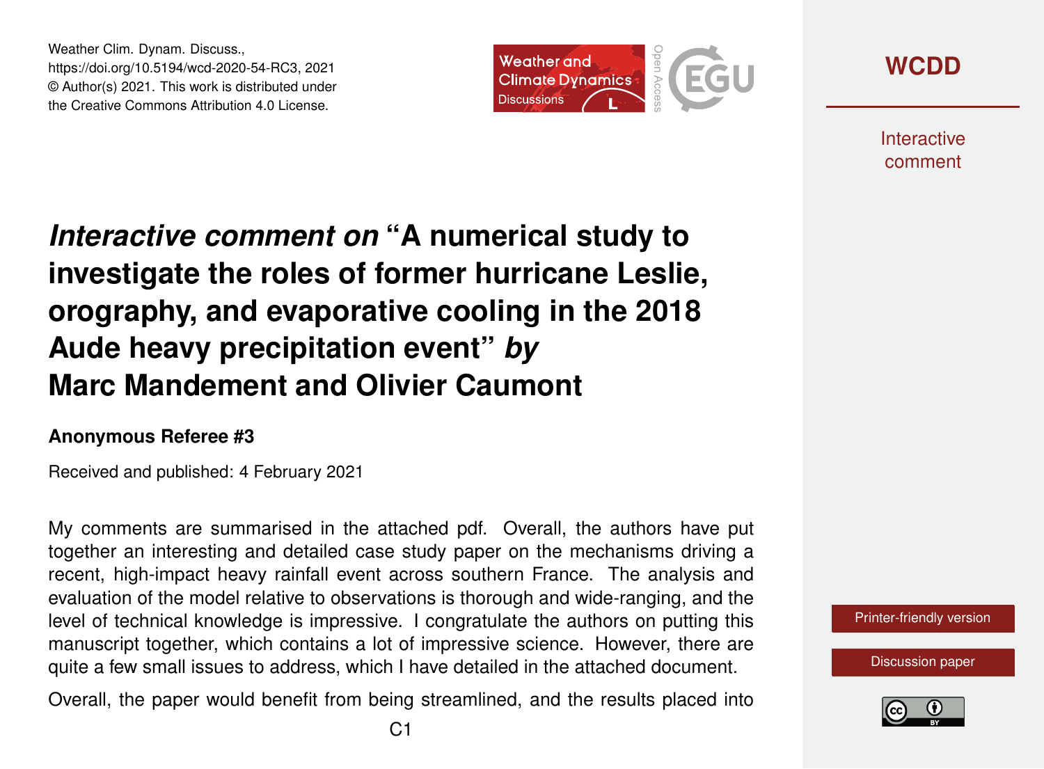Weather Clim. Dynam. Discuss.,
https://doi.org/10.5194/wcd-2020-54-RC3, 2021
© Author(s) 2021. This work is distributed under
the Creative Commons Attribution 4.0 License.

# *Interactive comment on* "A numerical study to investigate the roles of former hurricane Leslie, orography, and evaporative cooling in the 2018 Aude heavy precipitation event" *by* Marc Mandement and Olivier Caumont

**Anonymous Referee #3**

Received and published: 4 February 2021

My comments are summarised in the attached pdf. Overall, the authors have put together an interesting and detailed case study paper on the mechanisms driving a recent, high-impact heavy rainfall event across southern France. The analysis and evaluation of the model relative to observations is thorough and wide-ranging, and the level of technical knowledge is impressive. I congratulate the authors on putting this manuscript together, which contains a lot of impressive science. However, there are quite a few small issues to address, which I have detailed in the attached document.

Overall, the paper would benefit from being streamlined, and the results placed into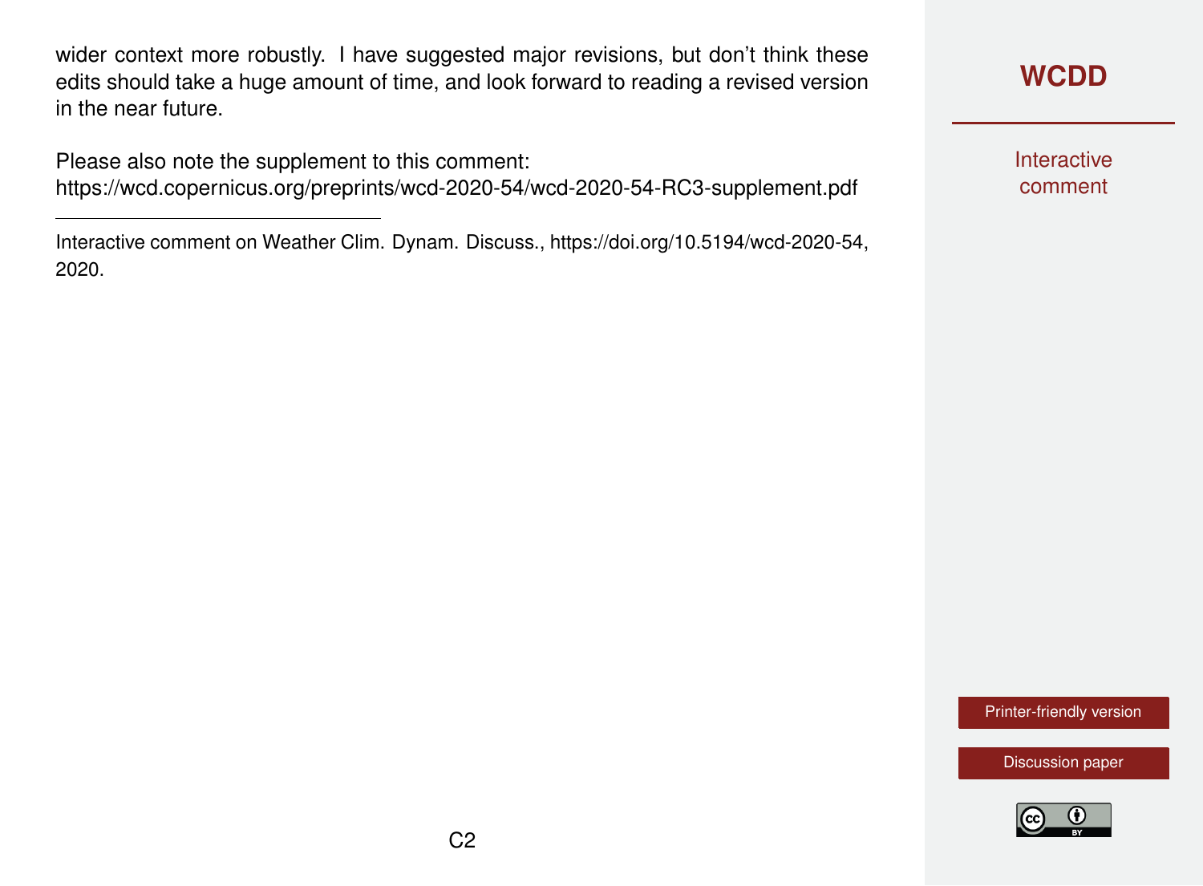wider context more robustly. I have suggested major revisions, but don't think these edits should take a huge amount of time, and look forward to reading a revised version in the near future.

Please also note the supplement to this comment:
https://wcd.copernicus.org/preprints/wcd-2020-54/wcd-2020-54-RC3-supplement.pdf

---

Interactive comment on Weather Clim. Dynam. Discuss., https://doi.org/10.5194/wcd-2020-54, 2020.